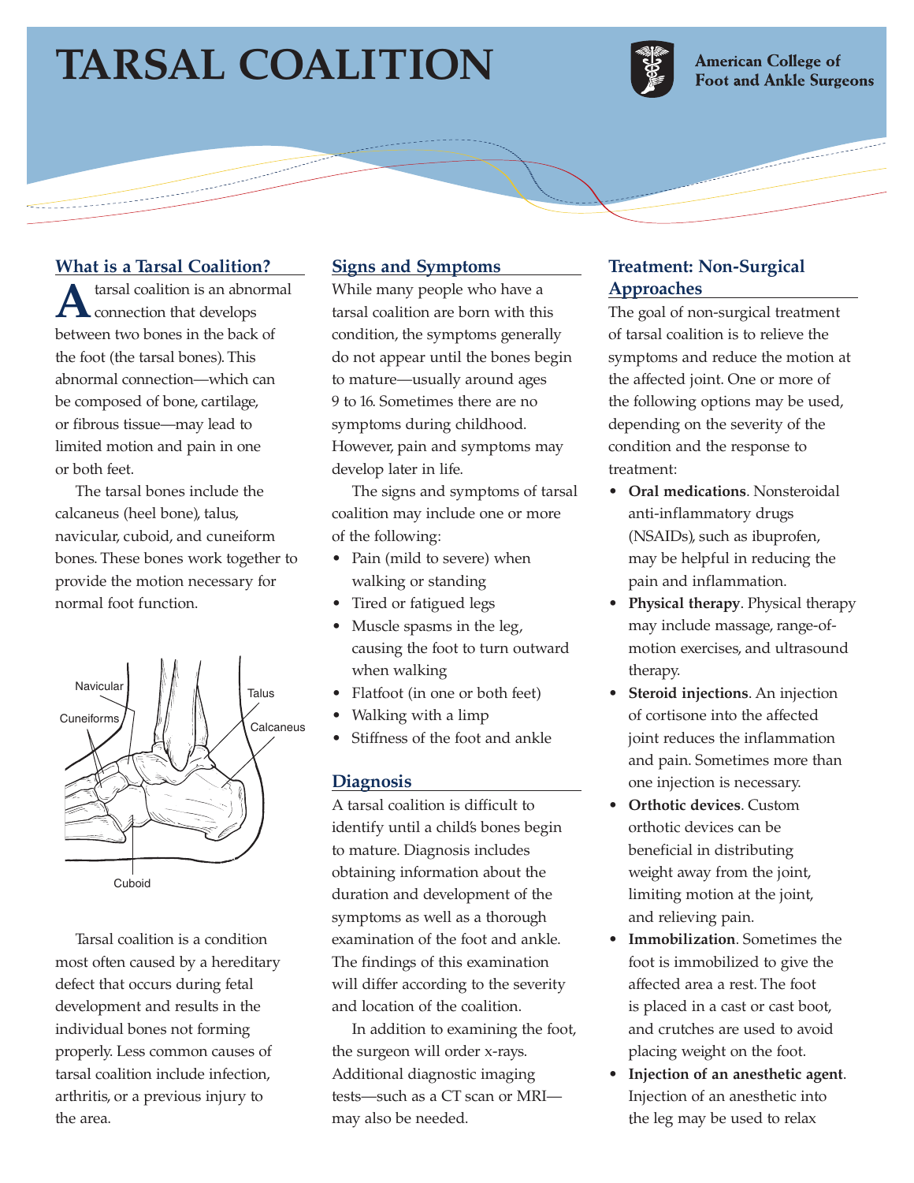# TARSAL COALITION

American College of Foot and Ankle Surgeons

## What is a Tarsal Coalition?

A tarsal coalition is an abnormal connection that develops between two bones in the back of the foot (the tarsal bones). This abnormal connection—which can be composed of bone, cartilage, or fibrous tissue—may lead to limited motion and pain in one or both feet.

The tarsal bones include the calcaneus (heel bone), talus, navicular, cuboid, and cuneiform bones. These bones work together to provide the motion necessary for normal foot function.

Navicular, Cuneiforms, Talus, Calcaneus, Cuboid

Tarsal coalition is a condition most often caused by a hereditary defect that occurs during fetal development and results in the individual bones not forming properly. Less common causes of tarsal coalition include infection, arthritis, or a previous injury to the area.

## Signs and Symptoms

While many people who have a tarsal coalition are born with this condition, the symptoms generally do not appear until the bones begin to mature—usually around ages 9 to 16. Sometimes there are no symptoms during childhood. However, pain and symptoms may develop later in life.

The signs and symptoms of tarsal coalition may include one or more of the following:

- Pain (mild to severe) when walking or standing
- Tired or fatigued legs
- Muscle spasms in the leg, causing the foot to turn outward when walking
- Flatfoot (in one or both feet)
- Walking with a limp
- Stiffness of the foot and ankle

## Diagnosis

A tarsal coalition is difficult to identify until a child's bones begin to mature. Diagnosis includes obtaining information about the duration and development of the symptoms as well as a thorough examination of the foot and ankle. The findings of this examination will differ according to the severity and location of the coalition.

In addition to examining the foot, the surgeon will order x-rays. Additional diagnostic imaging tests—such as a CT scan or MRI—may also be needed.

## Treatment: Non-Surgical Approaches

The goal of non-surgical treatment of tarsal coalition is to relieve the symptoms and reduce the motion at the affected joint. One or more of the following options may be used, depending on the severity of the condition and the response to treatment:

- **Oral medications**. Nonsteroidal anti-inflammatory drugs (NSAIDs), such as ibuprofen, may be helpful in reducing the pain and inflammation.
- **Physical therapy**. Physical therapy may include massage, range-of-motion exercises, and ultrasound therapy.
- **Steroid injections**. An injection of cortisone into the affected joint reduces the inflammation and pain. Sometimes more than one injection is necessary.
- **Orthotic devices**. Custom orthotic devices can be beneficial in distributing weight away from the joint, limiting motion at the joint, and relieving pain.
- **Immobilization**. Sometimes the foot is immobilized to give the affected area a rest. The foot is placed in a cast or cast boot, and crutches are used to avoid placing weight on the foot.
- **Injection of an anesthetic agent**. Injection of an anesthetic into the leg may be used to relax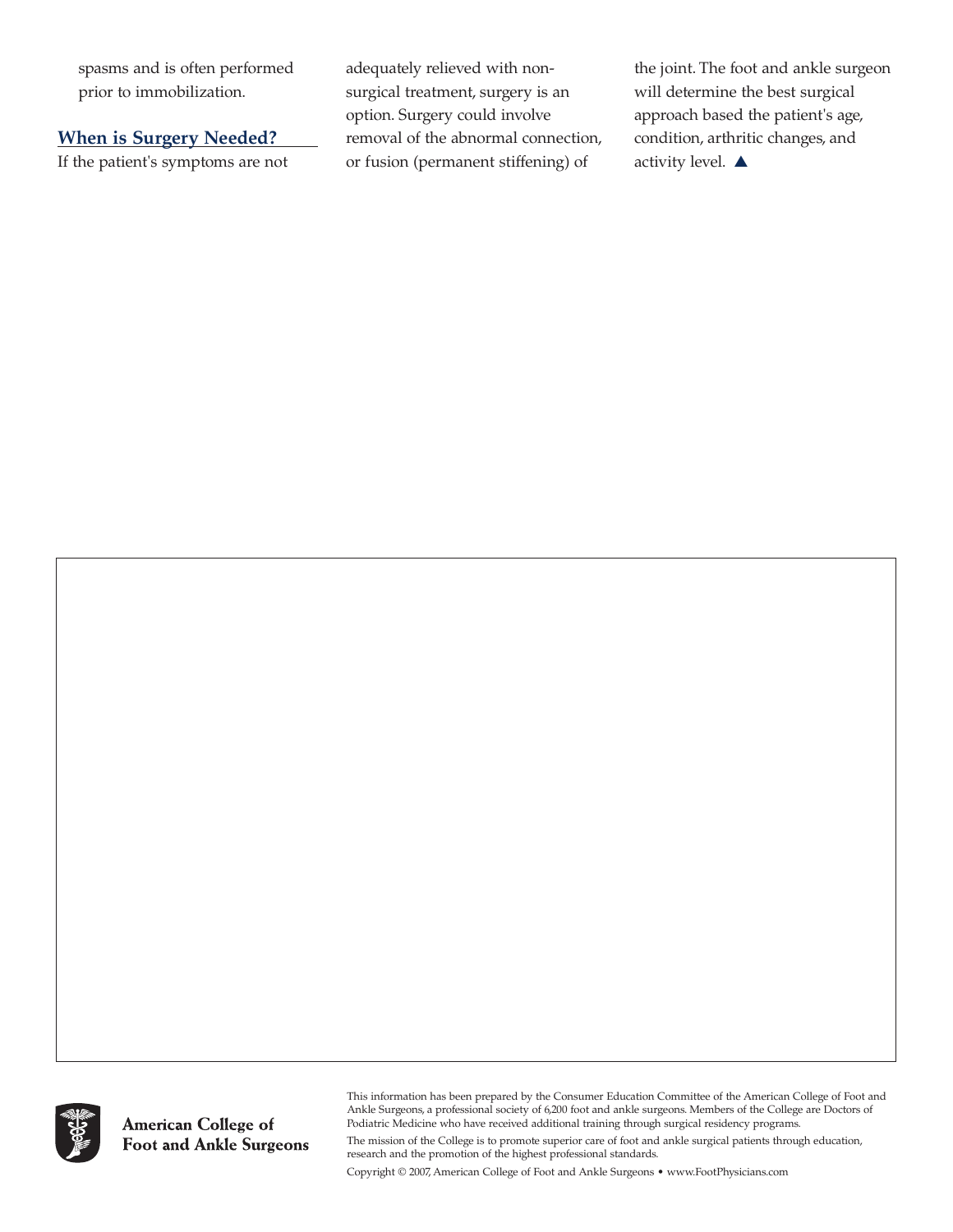spasms and is often performed prior to immobilization.

## When is Surgery Needed?

If the patient's symptoms are not adequately relieved with non-surgical treatment, surgery is an option. Surgery could involve removal of the abnormal connection, or fusion (permanent stiffening) of the joint. The foot and ankle surgeon will determine the best surgical approach based the patient's age, condition, arthritic changes, and activity level. ▲

**American College of Foot and Ankle Surgeons**

This information has been prepared by the Consumer Education Committee of the American College of Foot and Ankle Surgeons, a professional society of 6,200 foot and ankle surgeons. Members of the College are Doctors of Podiatric Medicine who have received additional training through surgical residency programs.

The mission of the College is to promote superior care of foot and ankle surgical patients through education, research and the promotion of the highest professional standards.

Copyright © 2007, American College of Foot and Ankle Surgeons • www.FootPhysicians.com